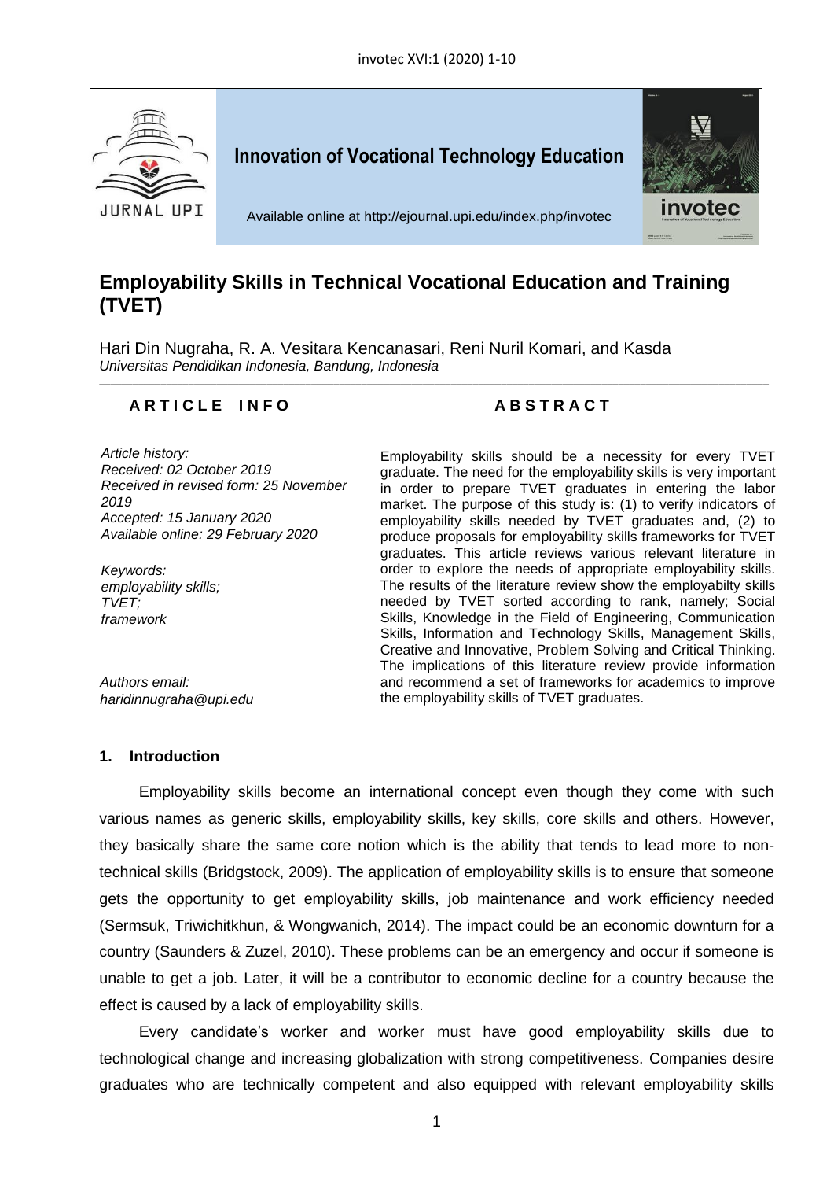Innovation of Vocational Technology Education

Available online at http://ejournal.upi.edu/index.php/invotec

# Employability Skills in Technical Vocational Education and Training (TVET)

Hari Din Nugraha, R. A. Vesitara Kencanasari, Reni Nuril Komari, and Kasda

*Universitas Pendidikan Indonesia, Bandung, Indonesia*

**A R T I C L E  I N F O**

*Article history:*
*Received: 02 October 2019*
*Received in revised form: 25 November 2019*
*Accepted: 15 January 2020*
*Available online: 29 February 2020*

*Keywords:*
*employability skills;*
*TVET;*
*framework*

*Authors email:*
*haridinnugraha@upi.edu*

**A B S T R A C T**

Employability skills should be a necessity for every TVET graduate. The need for the employability skills is very important in order to prepare TVET graduates in entering the labor market. The purpose of this study is: (1) to verify indicators of employability skills needed by TVET graduates and, (2) to produce proposals for employability skills frameworks for TVET graduates. This article reviews various relevant literature in order to explore the needs of appropriate employability skills. The results of the literature review show the employabilty skills needed by TVET sorted according to rank, namely; Social Skills, Knowledge in the Field of Engineering, Communication Skills, Information and Technology Skills, Management Skills, Creative and Innovative, Problem Solving and Critical Thinking. The implications of this literature review provide information and recommend a set of frameworks for academics to improve the employability skills of TVET graduates.

## 1. Introduction

Employability skills become an international concept even though they come with such various names as generic skills, employability skills, key skills, core skills and others. However, they basically share the same core notion which is the ability that tends to lead more to non-technical skills (Bridgstock, 2009). The application of employability skills is to ensure that someone gets the opportunity to get employability skills, job maintenance and work efficiency needed (Sermsuk, Triwichitkhun, & Wongwanich, 2014). The impact could be an economic downturn for a country (Saunders & Zuzel, 2010). These problems can be an emergency and occur if someone is unable to get a job. Later, it will be a contributor to economic decline for a country because the effect is caused by a lack of employability skills.

Every candidate's worker and worker must have good employability skills due to technological change and increasing globalization with strong competitiveness. Companies desire graduates who are technically competent and also equipped with relevant employability skills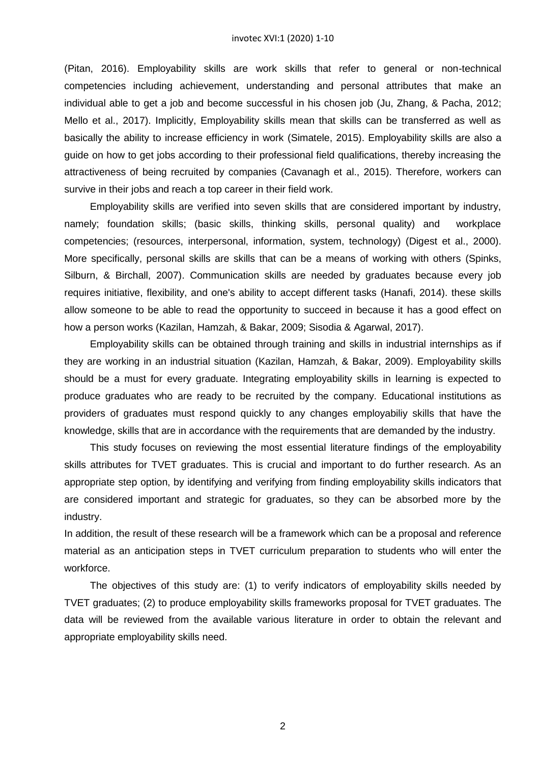(Pitan, 2016). Employability skills are work skills that refer to general or non-technical competencies including achievement, understanding and personal attributes that make an individual able to get a job and become successful in his chosen job (Ju, Zhang, & Pacha, 2012; Mello et al., 2017). Implicitly, Employability skills mean that skills can be transferred as well as basically the ability to increase efficiency in work (Simatele, 2015). Employability skills are also a guide on how to get jobs according to their professional field qualifications, thereby increasing the attractiveness of being recruited by companies (Cavanagh et al., 2015). Therefore, workers can survive in their jobs and reach a top career in their field work.

Employability skills are verified into seven skills that are considered important by industry, namely; foundation skills; (basic skills, thinking skills, personal quality) and workplace competencies; (resources, interpersonal, information, system, technology) (Digest et al., 2000). More specifically, personal skills are skills that can be a means of working with others (Spinks, Silburn, & Birchall, 2007). Communication skills are needed by graduates because every job requires initiative, flexibility, and one's ability to accept different tasks (Hanafi, 2014). these skills allow someone to be able to read the opportunity to succeed in because it has a good effect on how a person works (Kazilan, Hamzah, & Bakar, 2009; Sisodia & Agarwal, 2017).

Employability skills can be obtained through training and skills in industrial internships as if they are working in an industrial situation (Kazilan, Hamzah, & Bakar, 2009). Employability skills should be a must for every graduate. Integrating employability skills in learning is expected to produce graduates who are ready to be recruited by the company. Educational institutions as providers of graduates must respond quickly to any changes employabiliy skills that have the knowledge, skills that are in accordance with the requirements that are demanded by the industry.

This study focuses on reviewing the most essential literature findings of the employability skills attributes for TVET graduates. This is crucial and important to do further research. As an appropriate step option, by identifying and verifying from finding employability skills indicators that are considered important and strategic for graduates, so they can be absorbed more by the industry.

In addition, the result of these research will be a framework which can be a proposal and reference material as an anticipation steps in TVET curriculum preparation to students who will enter the workforce.

The objectives of this study are: (1) to verify indicators of employability skills needed by TVET graduates; (2) to produce employability skills frameworks proposal for TVET graduates. The data will be reviewed from the available various literature in order to obtain the relevant and appropriate employability skills need.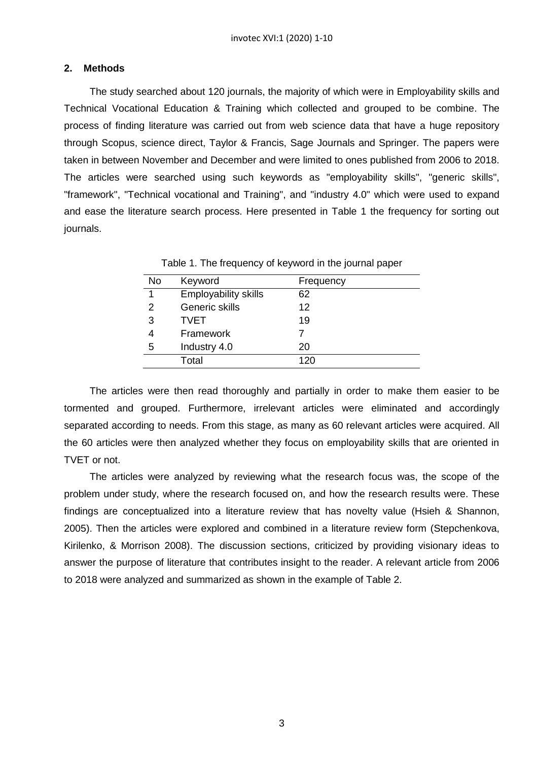## 2. Methods

The study searched about 120 journals, the majority of which were in Employability skills and Technical Vocational Education & Training which collected and grouped to be combine. The process of finding literature was carried out from web science data that have a huge repository through Scopus, science direct, Taylor & Francis, Sage Journals and Springer. The papers were taken in between November and December and were limited to ones published from 2006 to 2018. The articles were searched using such keywords as "employability skills", "generic skills", "framework", "Technical vocational and Training", and "industry 4.0" which were used to expand and ease the literature search process. Here presented in Table 1 the frequency for sorting out journals.

Table 1. The frequency of keyword in the journal paper

| No | Keyword | Frequency |
|---|---|---|
| 1 | Employability skills | 62 |
| 2 | Generic skills | 12 |
| 3 | TVET | 19 |
| 4 | Framework | 7 |
| 5 | Industry 4.0 | 20 |
| | Total | 120 |

The articles were then read thoroughly and partially in order to make them easier to be tormented and grouped. Furthermore, irrelevant articles were eliminated and accordingly separated according to needs. From this stage, as many as 60 relevant articles were acquired. All the 60 articles were then analyzed whether they focus on employability skills that are oriented in TVET or not.

The articles were analyzed by reviewing what the research focus was, the scope of the problem under study, where the research focused on, and how the research results were. These findings are conceptualized into a literature review that has novelty value (Hsieh & Shannon, 2005). Then the articles were explored and combined in a literature review form (Stepchenkova, Kirilenko, & Morrison 2008). The discussion sections, criticized by providing visionary ideas to answer the purpose of literature that contributes insight to the reader. A relevant article from 2006 to 2018 were analyzed and summarized as shown in the example of Table 2.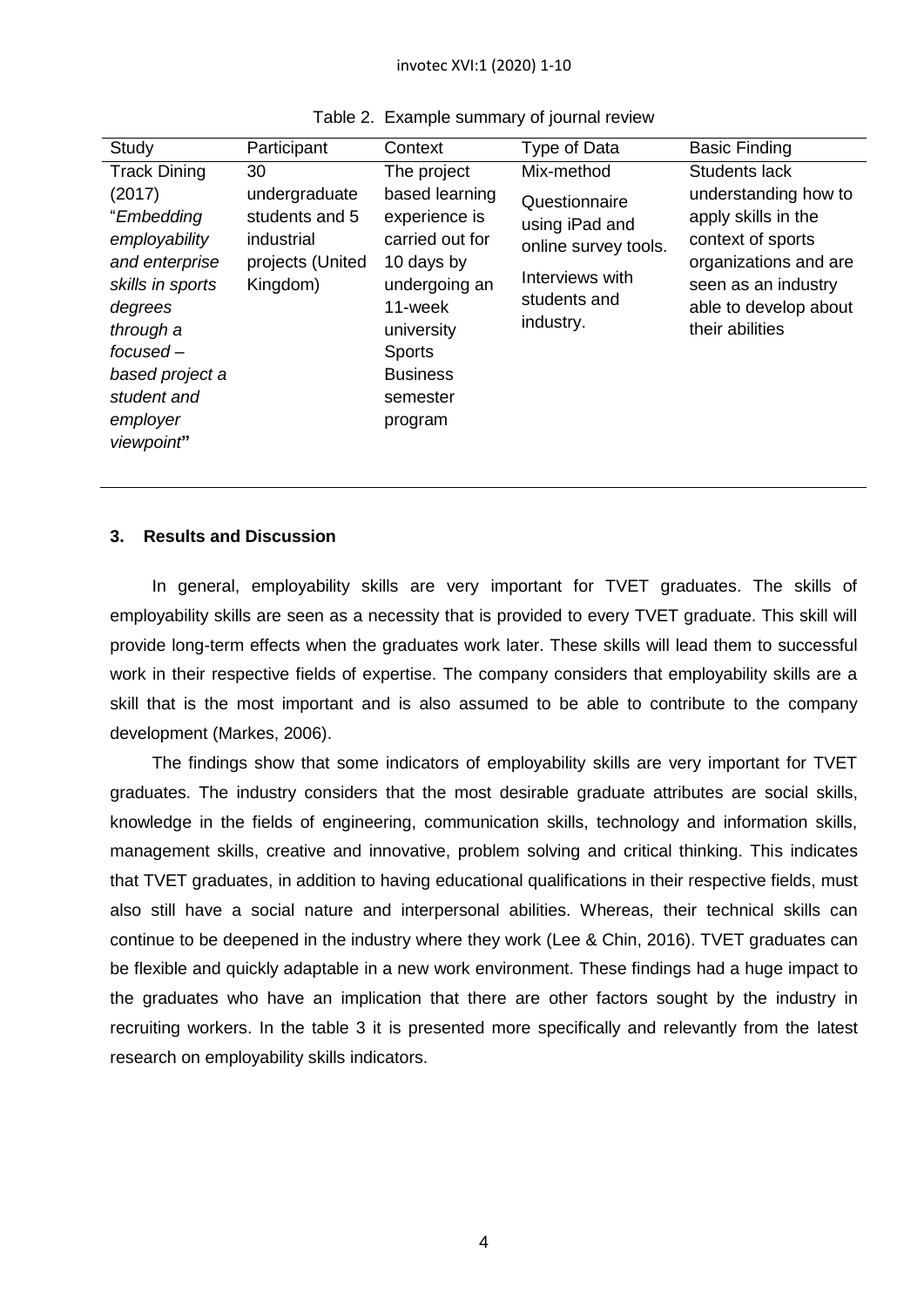Table 2. Example summary of journal review

| Study | Participant | Context | Type of Data | Basic Finding |
|---|---|---|---|---|
| Track Dining (2017) "*Embedding employability and enterprise skills in sports degrees through a focused – based project a student and employer viewpoint*" | 30 undergraduate students and 5 industrial projects (United Kingdom) | The project based learning experience is carried out for 10 days by undergoing an 11-week university Sports Business semester program | Mix-method Questionnaire using iPad and online survey tools. Interviews with students and industry. | Students lack understanding how to apply skills in the context of sports organizations and are seen as an industry able to develop about their abilities |

## 3. Results and Discussion

In general, employability skills are very important for TVET graduates. The skills of employability skills are seen as a necessity that is provided to every TVET graduate. This skill will provide long-term effects when the graduates work later. These skills will lead them to successful work in their respective fields of expertise. The company considers that employability skills are a skill that is the most important and is also assumed to be able to contribute to the company development (Markes, 2006).

The findings show that some indicators of employability skills are very important for TVET graduates. The industry considers that the most desirable graduate attributes are social skills, knowledge in the fields of engineering, communication skills, technology and information skills, management skills, creative and innovative, problem solving and critical thinking. This indicates that TVET graduates, in addition to having educational qualifications in their respective fields, must also still have a social nature and interpersonal abilities. Whereas, their technical skills can continue to be deepened in the industry where they work (Lee & Chin, 2016). TVET graduates can be flexible and quickly adaptable in a new work environment. These findings had a huge impact to the graduates who have an implication that there are other factors sought by the industry in recruiting workers. In the table 3 it is presented more specifically and relevantly from the latest research on employability skills indicators.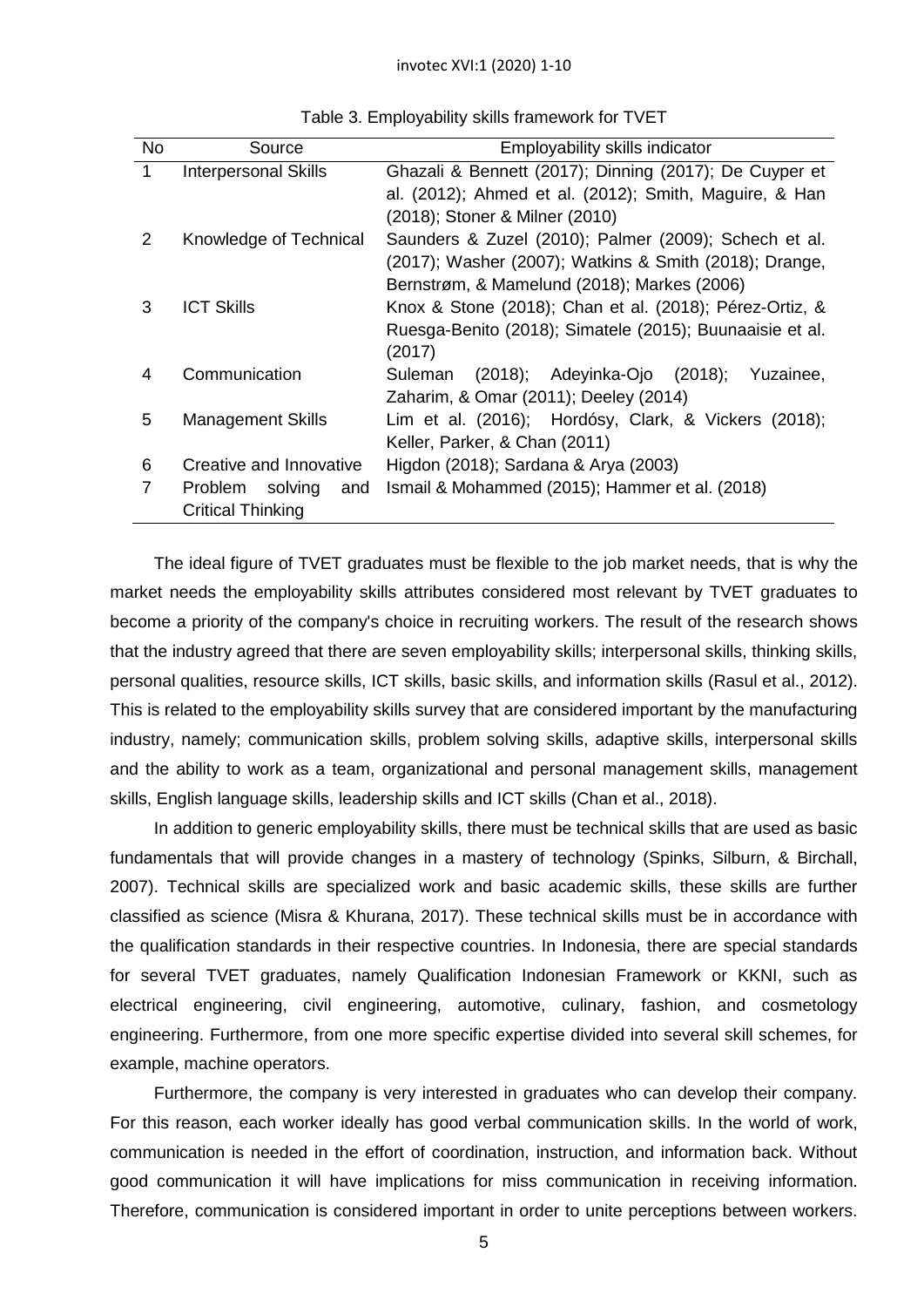Table 3. Employability skills framework for TVET

| No | Source | Employability skills indicator |
|---|---|---|
| 1 | Interpersonal Skills | Ghazali & Bennett (2017); Dinning (2017); De Cuyper et al. (2012); Ahmed et al. (2012); Smith, Maguire, & Han (2018); Stoner & Milner (2010) |
| 2 | Knowledge of Technical | Saunders & Zuzel (2010); Palmer (2009); Schech et al. (2017); Washer (2007); Watkins & Smith (2018); Drange, Bernstrøm, & Mamelund (2018); Markes (2006) |
| 3 | ICT Skills | Knox & Stone (2018); Chan et al. (2018); Pérez-Ortiz, & Ruesga-Benito (2018); Simatele (2015); Buunaaisie et al. (2017) |
| 4 | Communication | Suleman (2018); Adeyinka-Ojo (2018); Yuzainee, Zaharim, & Omar (2011); Deeley (2014) |
| 5 | Management Skills | Lim et al. (2016); Hordósy, Clark, & Vickers (2018); Keller, Parker, & Chan (2011) |
| 6 | Creative and Innovative | Higdon (2018); Sardana & Arya (2003) |
| 7 | Problem solving and Critical Thinking | Ismail & Mohammed (2015); Hammer et al. (2018) |

The ideal figure of TVET graduates must be flexible to the job market needs, that is why the market needs the employability skills attributes considered most relevant by TVET graduates to become a priority of the company's choice in recruiting workers. The result of the research shows that the industry agreed that there are seven employability skills; interpersonal skills, thinking skills, personal qualities, resource skills, ICT skills, basic skills, and information skills (Rasul et al., 2012). This is related to the employability skills survey that are considered important by the manufacturing industry, namely; communication skills, problem solving skills, adaptive skills, interpersonal skills and the ability to work as a team, organizational and personal management skills, management skills, English language skills, leadership skills and ICT skills (Chan et al., 2018).

In addition to generic employability skills, there must be technical skills that are used as basic fundamentals that will provide changes in a mastery of technology (Spinks, Silburn, & Birchall, 2007). Technical skills are specialized work and basic academic skills, these skills are further classified as science (Misra & Khurana, 2017). These technical skills must be in accordance with the qualification standards in their respective countries. In Indonesia, there are special standards for several TVET graduates, namely Qualification Indonesian Framework or KKNI, such as electrical engineering, civil engineering, automotive, culinary, fashion, and cosmetology engineering. Furthermore, from one more specific expertise divided into several skill schemes, for example, machine operators.

Furthermore, the company is very interested in graduates who can develop their company. For this reason, each worker ideally has good verbal communication skills. In the world of work, communication is needed in the effort of coordination, instruction, and information back. Without good communication it will have implications for miss communication in receiving information. Therefore, communication is considered important in order to unite perceptions between workers.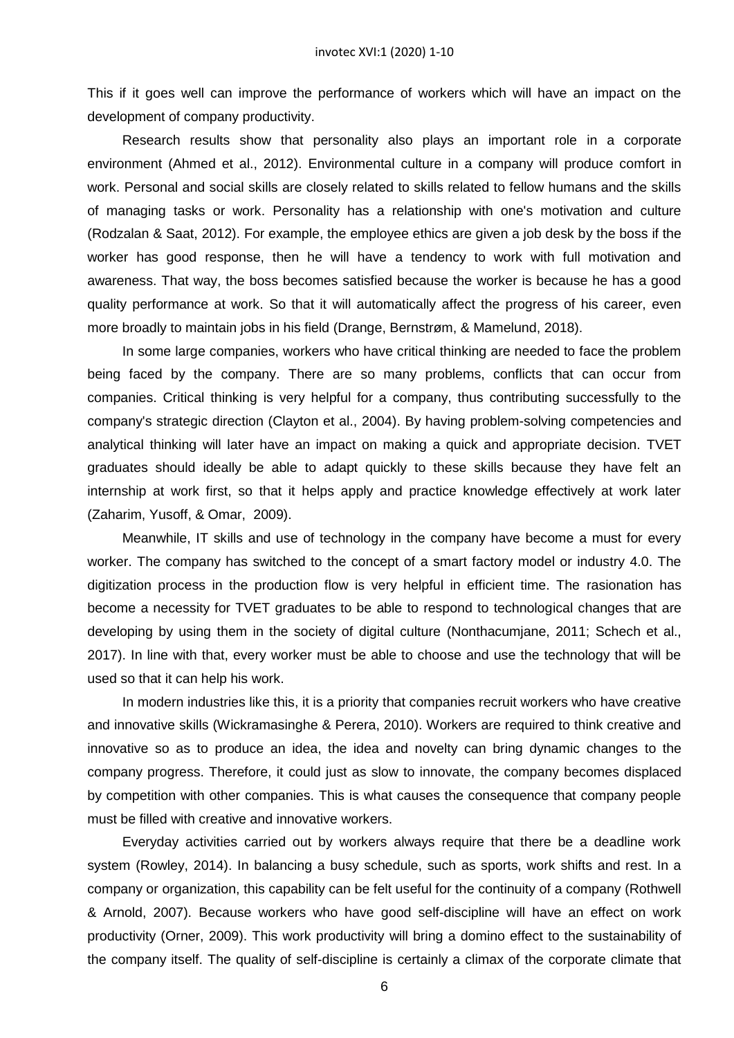This if it goes well can improve the performance of workers which will have an impact on the development of company productivity.

Research results show that personality also plays an important role in a corporate environment (Ahmed et al., 2012). Environmental culture in a company will produce comfort in work. Personal and social skills are closely related to skills related to fellow humans and the skills of managing tasks or work. Personality has a relationship with one's motivation and culture (Rodzalan & Saat, 2012). For example, the employee ethics are given a job desk by the boss if the worker has good response, then he will have a tendency to work with full motivation and awareness. That way, the boss becomes satisfied because the worker is because he has a good quality performance at work. So that it will automatically affect the progress of his career, even more broadly to maintain jobs in his field (Drange, Bernstrøm, & Mamelund, 2018).

In some large companies, workers who have critical thinking are needed to face the problem being faced by the company. There are so many problems, conflicts that can occur from companies. Critical thinking is very helpful for a company, thus contributing successfully to the company's strategic direction (Clayton et al., 2004). By having problem-solving competencies and analytical thinking will later have an impact on making a quick and appropriate decision. TVET graduates should ideally be able to adapt quickly to these skills because they have felt an internship at work first, so that it helps apply and practice knowledge effectively at work later (Zaharim, Yusoff, & Omar, 2009).

Meanwhile, IT skills and use of technology in the company have become a must for every worker. The company has switched to the concept of a smart factory model or industry 4.0. The digitization process in the production flow is very helpful in efficient time. The rasionation has become a necessity for TVET graduates to be able to respond to technological changes that are developing by using them in the society of digital culture (Nonthacumjane, 2011; Schech et al., 2017). In line with that, every worker must be able to choose and use the technology that will be used so that it can help his work.

In modern industries like this, it is a priority that companies recruit workers who have creative and innovative skills (Wickramasinghe & Perera, 2010). Workers are required to think creative and innovative so as to produce an idea, the idea and novelty can bring dynamic changes to the company progress. Therefore, it could just as slow to innovate, the company becomes displaced by competition with other companies. This is what causes the consequence that company people must be filled with creative and innovative workers.

Everyday activities carried out by workers always require that there be a deadline work system (Rowley, 2014). In balancing a busy schedule, such as sports, work shifts and rest. In a company or organization, this capability can be felt useful for the continuity of a company (Rothwell & Arnold, 2007). Because workers who have good self-discipline will have an effect on work productivity (Orner, 2009). This work productivity will bring a domino effect to the sustainability of the company itself. The quality of self-discipline is certainly a climax of the corporate climate that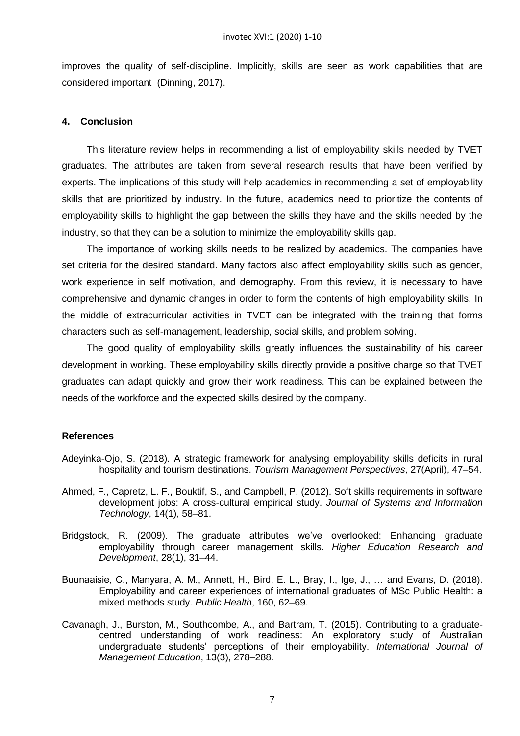improves the quality of self-discipline. Implicitly, skills are seen as work capabilities that are considered important (Dinning, 2017).

## 4. Conclusion

This literature review helps in recommending a list of employability skills needed by TVET graduates. The attributes are taken from several research results that have been verified by experts. The implications of this study will help academics in recommending a set of employability skills that are prioritized by industry. In the future, academics need to prioritize the contents of employability skills to highlight the gap between the skills they have and the skills needed by the industry, so that they can be a solution to minimize the employability skills gap.

The importance of working skills needs to be realized by academics. The companies have set criteria for the desired standard. Many factors also affect employability skills such as gender, work experience in self motivation, and demography. From this review, it is necessary to have comprehensive and dynamic changes in order to form the contents of high employability skills. In the middle of extracurricular activities in TVET can be integrated with the training that forms characters such as self-management, leadership, social skills, and problem solving.

The good quality of employability skills greatly influences the sustainability of his career development in working. These employability skills directly provide a positive charge so that TVET graduates can adapt quickly and grow their work readiness. This can be explained between the needs of the workforce and the expected skills desired by the company.

## References

Adeyinka-Ojo, S. (2018). A strategic framework for analysing employability skills deficits in rural hospitality and tourism destinations. *Tourism Management Perspectives*, 27(April), 47–54.

Ahmed, F., Capretz, L. F., Bouktif, S., and Campbell, P. (2012). Soft skills requirements in software development jobs: A cross-cultural empirical study. *Journal of Systems and Information Technology*, 14(1), 58–81.

Bridgstock, R. (2009). The graduate attributes we've overlooked: Enhancing graduate employability through career management skills. *Higher Education Research and Development*, 28(1), 31–44.

Buunaaisie, C., Manyara, A. M., Annett, H., Bird, E. L., Bray, I., Ige, J., … and Evans, D. (2018). Employability and career experiences of international graduates of MSc Public Health: a mixed methods study. *Public Health*, 160, 62–69.

Cavanagh, J., Burston, M., Southcombe, A., and Bartram, T. (2015). Contributing to a graduate-centred understanding of work readiness: An exploratory study of Australian undergraduate students' perceptions of their employability. *International Journal of Management Education*, 13(3), 278–288.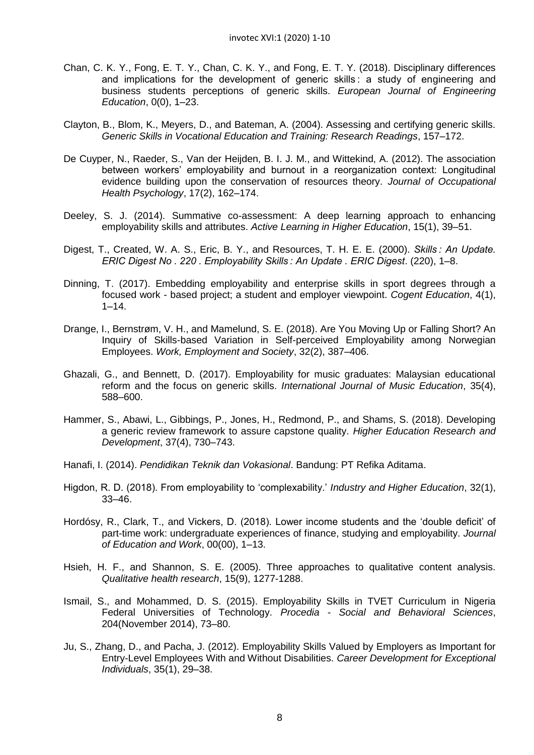Chan, C. K. Y., Fong, E. T. Y., Chan, C. K. Y., and Fong, E. T. Y. (2018). Disciplinary differences and implications for the development of generic skills : a study of engineering and business students perceptions of generic skills. *European Journal of Engineering Education*, 0(0), 1–23.

Clayton, B., Blom, K., Meyers, D., and Bateman, A. (2004). Assessing and certifying generic skills. *Generic Skills in Vocational Education and Training: Research Readings*, 157–172.

De Cuyper, N., Raeder, S., Van der Heijden, B. I. J. M., and Wittekind, A. (2012). The association between workers' employability and burnout in a reorganization context: Longitudinal evidence building upon the conservation of resources theory. *Journal of Occupational Health Psychology*, 17(2), 162–174.

Deeley, S. J. (2014). Summative co-assessment: A deep learning approach to enhancing employability skills and attributes. *Active Learning in Higher Education*, 15(1), 39–51.

Digest, T., Created, W. A. S., Eric, B. Y., and Resources, T. H. E. E. (2000). *Skills : An Update. ERIC Digest No . 220 . Employability Skills : An Update . ERIC Digest*. (220), 1–8.

Dinning, T. (2017). Embedding employability and enterprise skills in sport degrees through a focused work - based project; a student and employer viewpoint. *Cogent Education*, 4(1), 1–14.

Drange, I., Bernstrøm, V. H., and Mamelund, S. E. (2018). Are You Moving Up or Falling Short? An Inquiry of Skills-based Variation in Self-perceived Employability among Norwegian Employees. *Work, Employment and Society*, 32(2), 387–406.

Ghazali, G., and Bennett, D. (2017). Employability for music graduates: Malaysian educational reform and the focus on generic skills. *International Journal of Music Education*, 35(4), 588–600.

Hammer, S., Abawi, L., Gibbings, P., Jones, H., Redmond, P., and Shams, S. (2018). Developing a generic review framework to assure capstone quality. *Higher Education Research and Development*, 37(4), 730–743.

Hanafi, I. (2014). *Pendidikan Teknik dan Vokasional*. Bandung: PT Refika Aditama.

Higdon, R. D. (2018). From employability to 'complexability.' *Industry and Higher Education*, 32(1), 33–46.

Hordósy, R., Clark, T., and Vickers, D. (2018). Lower income students and the 'double deficit' of part-time work: undergraduate experiences of finance, studying and employability. *Journal of Education and Work*, 00(00), 1–13.

Hsieh, H. F., and Shannon, S. E. (2005). Three approaches to qualitative content analysis. *Qualitative health research*, 15(9), 1277-1288.

Ismail, S., and Mohammed, D. S. (2015). Employability Skills in TVET Curriculum in Nigeria Federal Universities of Technology. *Procedia - Social and Behavioral Sciences*, 204(November 2014), 73–80.

Ju, S., Zhang, D., and Pacha, J. (2012). Employability Skills Valued by Employers as Important for Entry-Level Employees With and Without Disabilities. *Career Development for Exceptional Individuals*, 35(1), 29–38.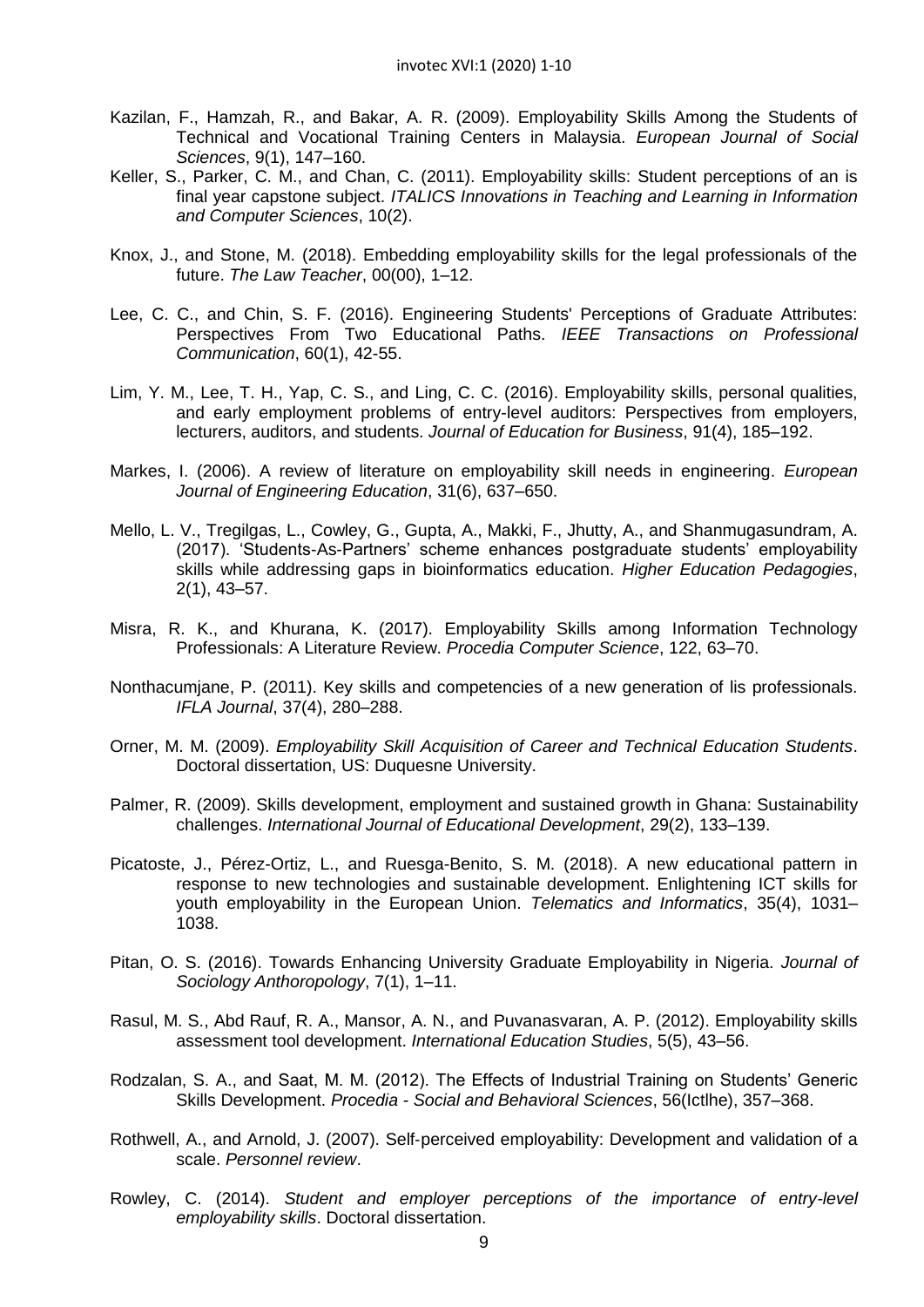Kazilan, F., Hamzah, R., and Bakar, A. R. (2009). Employability Skills Among the Students of Technical and Vocational Training Centers in Malaysia. *European Journal of Social Sciences*, 9(1), 147–160.

Keller, S., Parker, C. M., and Chan, C. (2011). Employability skills: Student perceptions of an is final year capstone subject. *ITALICS Innovations in Teaching and Learning in Information and Computer Sciences*, 10(2).

Knox, J., and Stone, M. (2018). Embedding employability skills for the legal professionals of the future. *The Law Teacher*, 00(00), 1–12.

Lee, C. C., and Chin, S. F. (2016). Engineering Students' Perceptions of Graduate Attributes: Perspectives From Two Educational Paths. *IEEE Transactions on Professional Communication*, 60(1), 42-55.

Lim, Y. M., Lee, T. H., Yap, C. S., and Ling, C. C. (2016). Employability skills, personal qualities, and early employment problems of entry-level auditors: Perspectives from employers, lecturers, auditors, and students. *Journal of Education for Business*, 91(4), 185–192.

Markes, I. (2006). A review of literature on employability skill needs in engineering. *European Journal of Engineering Education*, 31(6), 637–650.

Mello, L. V., Tregilgas, L., Cowley, G., Gupta, A., Makki, F., Jhutty, A., and Shanmugasundram, A. (2017). 'Students-As-Partners' scheme enhances postgraduate students' employability skills while addressing gaps in bioinformatics education. *Higher Education Pedagogies*, 2(1), 43–57.

Misra, R. K., and Khurana, K. (2017). Employability Skills among Information Technology Professionals: A Literature Review. *Procedia Computer Science*, 122, 63–70.

Nonthacumjane, P. (2011). Key skills and competencies of a new generation of lis professionals. *IFLA Journal*, 37(4), 280–288.

Orner, M. M. (2009). *Employability Skill Acquisition of Career and Technical Education Students*. Doctoral dissertation, US: Duquesne University.

Palmer, R. (2009). Skills development, employment and sustained growth in Ghana: Sustainability challenges. *International Journal of Educational Development*, 29(2), 133–139.

Picatoste, J., Pérez-Ortiz, L., and Ruesga-Benito, S. M. (2018). A new educational pattern in response to new technologies and sustainable development. Enlightening ICT skills for youth employability in the European Union. *Telematics and Informatics*, 35(4), 1031–1038.

Pitan, O. S. (2016). Towards Enhancing University Graduate Employability in Nigeria. *Journal of Sociology Anthoropology*, 7(1), 1–11.

Rasul, M. S., Abd Rauf, R. A., Mansor, A. N., and Puvanasvaran, A. P. (2012). Employability skills assessment tool development. *International Education Studies*, 5(5), 43–56.

Rodzalan, S. A., and Saat, M. M. (2012). The Effects of Industrial Training on Students' Generic Skills Development. *Procedia - Social and Behavioral Sciences*, 56(Ictlhe), 357–368.

Rothwell, A., and Arnold, J. (2007). Self-perceived employability: Development and validation of a scale. *Personnel review*.

Rowley, C. (2014). *Student and employer perceptions of the importance of entry-level employability skills*. Doctoral dissertation.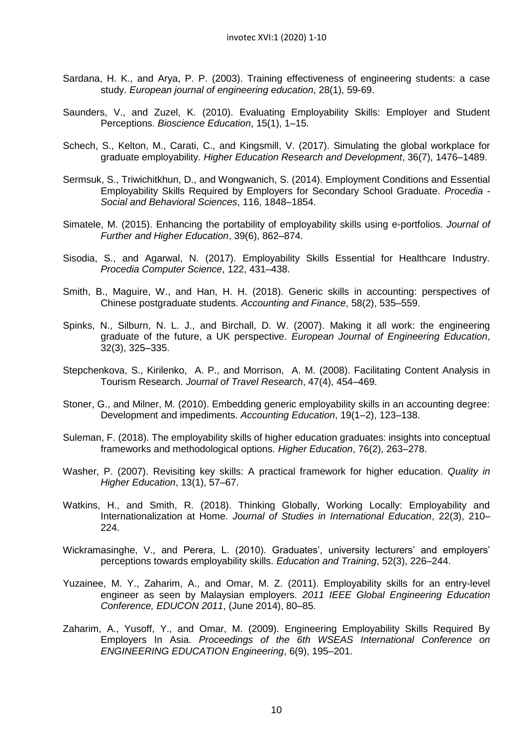Sardana, H. K., and Arya, P. P. (2003). Training effectiveness of engineering students: a case study. *European journal of engineering education*, 28(1), 59-69.

Saunders, V., and Zuzel, K. (2010). Evaluating Employability Skills: Employer and Student Perceptions. *Bioscience Education*, 15(1), 1–15.

Schech, S., Kelton, M., Carati, C., and Kingsmill, V. (2017). Simulating the global workplace for graduate employability. *Higher Education Research and Development*, 36(7), 1476–1489.

Sermsuk, S., Triwichitkhun, D., and Wongwanich, S. (2014). Employment Conditions and Essential Employability Skills Required by Employers for Secondary School Graduate. *Procedia - Social and Behavioral Sciences*, 116, 1848–1854.

Simatele, M. (2015). Enhancing the portability of employability skills using e-portfolios. *Journal of Further and Higher Education*, 39(6), 862–874.

Sisodia, S., and Agarwal, N. (2017). Employability Skills Essential for Healthcare Industry. *Procedia Computer Science*, 122, 431–438.

Smith, B., Maguire, W., and Han, H. H. (2018). Generic skills in accounting: perspectives of Chinese postgraduate students. *Accounting and Finance*, 58(2), 535–559.

Spinks, N., Silburn, N. L. J., and Birchall, D. W. (2007). Making it all work: the engineering graduate of the future, a UK perspective. *European Journal of Engineering Education*, 32(3), 325–335.

Stepchenkova, S., Kirilenko, A. P., and Morrison, A. M. (2008). Facilitating Content Analysis in Tourism Research. *Journal of Travel Research*, 47(4), 454–469.

Stoner, G., and Milner, M. (2010). Embedding generic employability skills in an accounting degree: Development and impediments. *Accounting Education*, 19(1–2), 123–138.

Suleman, F. (2018). The employability skills of higher education graduates: insights into conceptual frameworks and methodological options. *Higher Education*, 76(2), 263–278.

Washer, P. (2007). Revisiting key skills: A practical framework for higher education. *Quality in Higher Education*, 13(1), 57–67.

Watkins, H., and Smith, R. (2018). Thinking Globally, Working Locally: Employability and Internationalization at Home. *Journal of Studies in International Education*, 22(3), 210–224.

Wickramasinghe, V., and Perera, L. (2010). Graduates', university lecturers' and employers' perceptions towards employability skills. *Education and Training*, 52(3), 226–244.

Yuzainee, M. Y., Zaharim, A., and Omar, M. Z. (2011). Employability skills for an entry-level engineer as seen by Malaysian employers. *2011 IEEE Global Engineering Education Conference, EDUCON 2011*, (June 2014), 80–85.

Zaharim, A., Yusoff, Y., and Omar, M. (2009). Engineering Employability Skills Required By Employers In Asia. *Proceedings of the 6th WSEAS International Conference on ENGINEERING EDUCATION Engineering*, 6(9), 195–201.